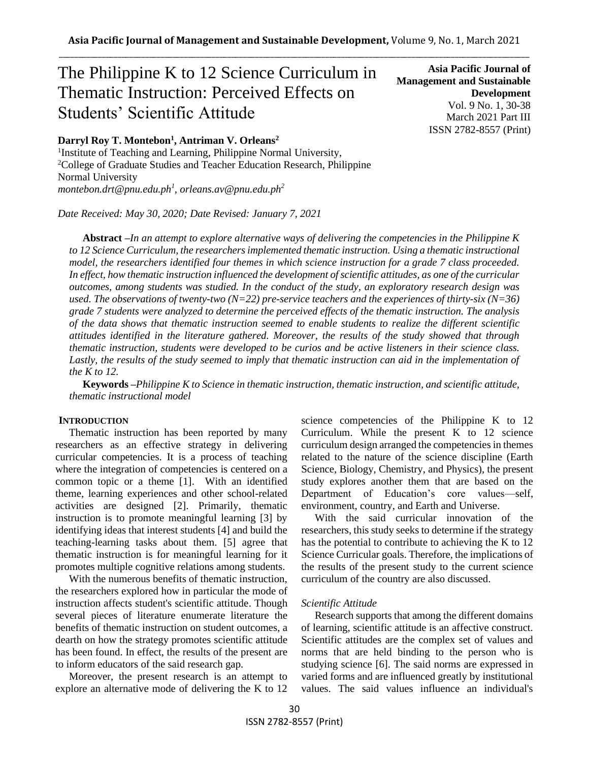# The Philippine K to 12 Science Curriculum in Thematic Instruction: Perceived Effects on Students' Scientific Attitude

**Asia Pacific Journal of Management and Sustainable Development**
Vol. 9 No. 1, 30-38
March 2021 Part III
ISSN 2782-8557 (Print)

**Darryl Roy T. Montebon[1], Antriman V. Orleans[2]**

[1]Institute of Teaching and Learning, Philippine Normal University,
[2]College of Graduate Studies and Teacher Education Research, Philippine Normal University
*montebon.drt@pnu.edu.ph[1], orleans.av@pnu.edu.ph[2]*

*Date Received: May 30, 2020; Date Revised: January 7, 2021*

**Abstract** –*In an attempt to explore alternative ways of delivering the competencies in the Philippine K to 12 Science Curriculum, the researchers implemented thematic instruction. Using a thematic instructional model, the researchers identified four themes in which science instruction for a grade 7 class proceeded. In effect, how thematic instruction influenced the development of scientific attitudes, as one of the curricular outcomes, among students was studied. In the conduct of the study, an exploratory research design was used. The observations of twenty-two (N=22) pre-service teachers and the experiences of thirty-six (N=36) grade 7 students were analyzed to determine the perceived effects of the thematic instruction. The analysis of the data shows that thematic instruction seemed to enable students to realize the different scientific attitudes identified in the literature gathered. Moreover, the results of the study showed that through thematic instruction, students were developed to be curios and be active listeners in their science class. Lastly, the results of the study seemed to imply that thematic instruction can aid in the implementation of the K to 12.*

**Keywords** –*Philippine K to Science in thematic instruction, thematic instruction, and scientific attitude, thematic instructional model*

## INTRODUCTION

Thematic instruction has been reported by many researchers as an effective strategy in delivering curricular competencies. It is a process of teaching where the integration of competencies is centered on a common topic or a theme [1]. With an identified theme, learning experiences and other school-related activities are designed [2]. Primarily, thematic instruction is to promote meaningful learning [3] by identifying ideas that interest students [4] and build the teaching-learning tasks about them. [5] agree that thematic instruction is for meaningful learning for it promotes multiple cognitive relations among students.

With the numerous benefits of thematic instruction, the researchers explored how in particular the mode of instruction affects student's scientific attitude. Though several pieces of literature enumerate literature the benefits of thematic instruction on student outcomes, a dearth on how the strategy promotes scientific attitude has been found. In effect, the results of the present are to inform educators of the said research gap.

Moreover, the present research is an attempt to explore an alternative mode of delivering the K to 12 science competencies of the Philippine K to 12 Curriculum. While the present K to 12 science curriculum design arranged the competencies in themes related to the nature of the science discipline (Earth Science, Biology, Chemistry, and Physics), the present study explores another them that are based on the Department of Education's core values—self, environment, country, and Earth and Universe.

With the said curricular innovation of the researchers, this study seeks to determine if the strategy has the potential to contribute to achieving the K to 12 Science Curricular goals. Therefore, the implications of the results of the present study to the current science curriculum of the country are also discussed.

### *Scientific Attitude*

Research supports that among the different domains of learning, scientific attitude is an affective construct. Scientific attitudes are the complex set of values and norms that are held binding to the person who is studying science [6]. The said norms are expressed in varied forms and are influenced greatly by institutional values. The said values influence an individual's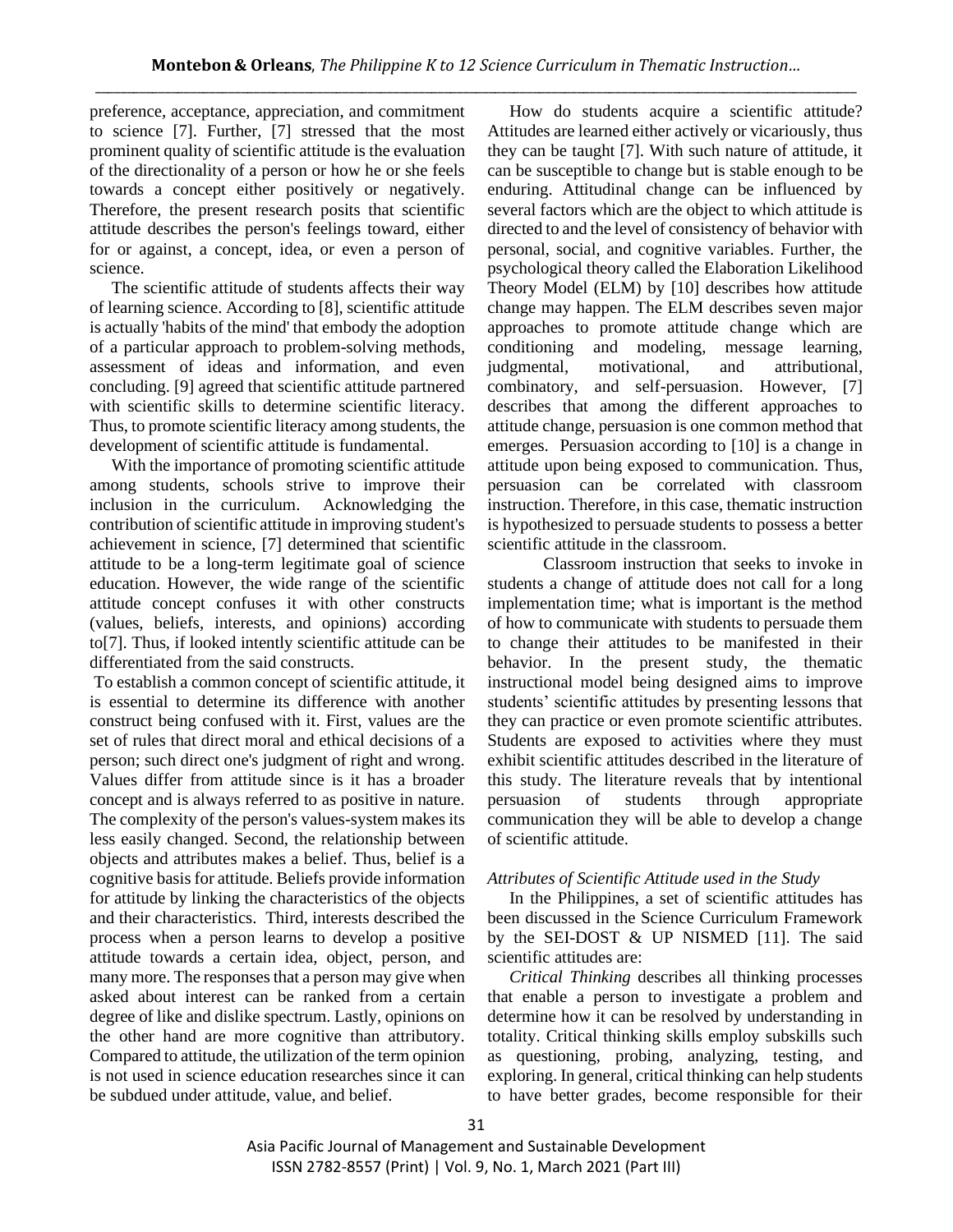preference, acceptance, appreciation, and commitment to science [7]. Further, [7] stressed that the most prominent quality of scientific attitude is the evaluation of the directionality of a person or how he or she feels towards a concept either positively or negatively. Therefore, the present research posits that scientific attitude describes the person's feelings toward, either for or against, a concept, idea, or even a person of science.

The scientific attitude of students affects their way of learning science. According to [8], scientific attitude is actually 'habits of the mind' that embody the adoption of a particular approach to problem-solving methods, assessment of ideas and information, and even concluding. [9] agreed that scientific attitude partnered with scientific skills to determine scientific literacy. Thus, to promote scientific literacy among students, the development of scientific attitude is fundamental.

With the importance of promoting scientific attitude among students, schools strive to improve their inclusion in the curriculum. Acknowledging the contribution of scientific attitude in improving student's achievement in science, [7] determined that scientific attitude to be a long-term legitimate goal of science education. However, the wide range of the scientific attitude concept confuses it with other constructs (values, beliefs, interests, and opinions) according to[7]. Thus, if looked intently scientific attitude can be differentiated from the said constructs.

To establish a common concept of scientific attitude, it is essential to determine its difference with another construct being confused with it. First, values are the set of rules that direct moral and ethical decisions of a person; such direct one's judgment of right and wrong. Values differ from attitude since is it has a broader concept and is always referred to as positive in nature. The complexity of the person's values-system makes its less easily changed. Second, the relationship between objects and attributes makes a belief. Thus, belief is a cognitive basis for attitude. Beliefs provide information for attitude by linking the characteristics of the objects and their characteristics. Third, interests described the process when a person learns to develop a positive attitude towards a certain idea, object, person, and many more. The responses that a person may give when asked about interest can be ranked from a certain degree of like and dislike spectrum. Lastly, opinions on the other hand are more cognitive than attributory. Compared to attitude, the utilization of the term opinion is not used in science education researches since it can be subdued under attitude, value, and belief.

How do students acquire a scientific attitude? Attitudes are learned either actively or vicariously, thus they can be taught [7]. With such nature of attitude, it can be susceptible to change but is stable enough to be enduring. Attitudinal change can be influenced by several factors which are the object to which attitude is directed to and the level of consistency of behavior with personal, social, and cognitive variables. Further, the psychological theory called the Elaboration Likelihood Theory Model (ELM) by [10] describes how attitude change may happen. The ELM describes seven major approaches to promote attitude change which are conditioning and modeling, message learning, judgmental, motivational, and attributional, combinatory, and self-persuasion. However, [7] describes that among the different approaches to attitude change, persuasion is one common method that emerges. Persuasion according to [10] is a change in attitude upon being exposed to communication. Thus, persuasion can be correlated with classroom instruction. Therefore, in this case, thematic instruction is hypothesized to persuade students to possess a better scientific attitude in the classroom.

Classroom instruction that seeks to invoke in students a change of attitude does not call for a long implementation time; what is important is the method of how to communicate with students to persuade them to change their attitudes to be manifested in their behavior. In the present study, the thematic instructional model being designed aims to improve students' scientific attitudes by presenting lessons that they can practice or even promote scientific attributes. Students are exposed to activities where they must exhibit scientific attitudes described in the literature of this study. The literature reveals that by intentional persuasion of students through appropriate communication they will be able to develop a change of scientific attitude.

### *Attributes of Scientific Attitude used in the Study*

In the Philippines, a set of scientific attitudes has been discussed in the Science Curriculum Framework by the SEI-DOST & UP NISMED [11]. The said scientific attitudes are:

*Critical Thinking* describes all thinking processes that enable a person to investigate a problem and determine how it can be resolved by understanding in totality. Critical thinking skills employ subskills such as questioning, probing, analyzing, testing, and exploring. In general, critical thinking can help students to have better grades, become responsible for their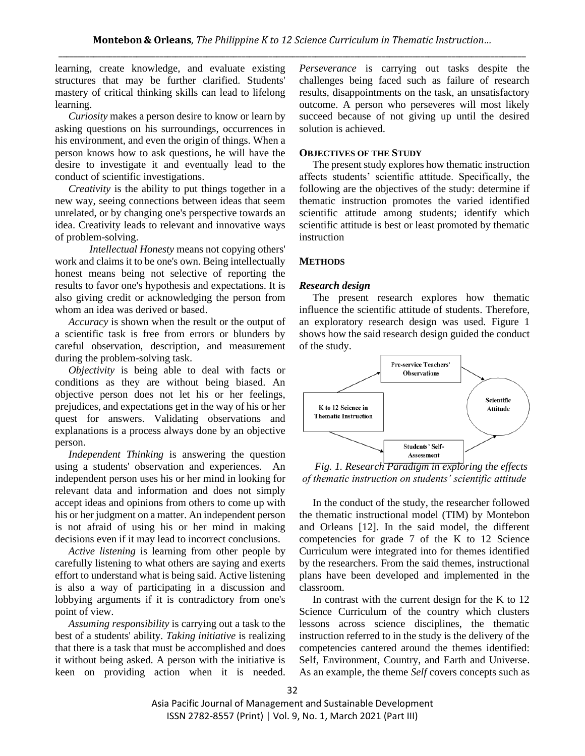learning, create knowledge, and evaluate existing structures that may be further clarified. Students' mastery of critical thinking skills can lead to lifelong learning.

*Curiosity* makes a person desire to know or learn by asking questions on his surroundings, occurrences in his environment, and even the origin of things. When a person knows how to ask questions, he will have the desire to investigate it and eventually lead to the conduct of scientific investigations.

*Creativity* is the ability to put things together in a new way, seeing connections between ideas that seem unrelated, or by changing one's perspective towards an idea. Creativity leads to relevant and innovative ways of problem-solving.

*Intellectual Honesty* means not copying others' work and claims it to be one's own. Being intellectually honest means being not selective of reporting the results to favor one's hypothesis and expectations. It is also giving credit or acknowledging the person from whom an idea was derived or based.

*Accuracy* is shown when the result or the output of a scientific task is free from errors or blunders by careful observation, description, and measurement during the problem-solving task.

*Objectivity* is being able to deal with facts or conditions as they are without being biased. An objective person does not let his or her feelings, prejudices, and expectations get in the way of his or her quest for answers. Validating observations and explanations is a process always done by an objective person.

*Independent Thinking* is answering the question using a students' observation and experiences. An independent person uses his or her mind in looking for relevant data and information and does not simply accept ideas and opinions from others to come up with his or her judgment on a matter. An independent person is not afraid of using his or her mind in making decisions even if it may lead to incorrect conclusions.

*Active listening* is learning from other people by carefully listening to what others are saying and exerts effort to understand what is being said. Active listening is also a way of participating in a discussion and lobbying arguments if it is contradictory from one's point of view.

*Assuming responsibility* is carrying out a task to the best of a students' ability. *Taking initiative* is realizing that there is a task that must be accomplished and does it without being asked. A person with the initiative is keen on providing action when it is needed. *Perseverance* is carrying out tasks despite the challenges being faced such as failure of research results, disappointments on the task, an unsatisfactory outcome. A person who perseveres will most likely succeed because of not giving up until the desired solution is achieved.

## OBJECTIVES OF THE STUDY

The present study explores how thematic instruction affects students' scientific attitude. Specifically, the following are the objectives of the study: determine if thematic instruction promotes the varied identified scientific attitude among students; identify which scientific attitude is best or least promoted by thematic instruction

## METHODS

### *Research design*

The present research explores how thematic influence the scientific attitude of students. Therefore, an exploratory research design was used. Figure 1 shows how the said research design guided the conduct of the study.

K to 12 Science in Thematic Instruction → Pre-service Teachers' Observations → Scientific Attitude

K to 12 Science in Thematic Instruction → Students' Self-Assessment → Scientific Attitude

*Fig. 1. Research Paradigm in exploring the effects of thematic instruction on students' scientific attitude*

In the conduct of the study, the researcher followed the thematic instructional model (TIM) by Montebon and Orleans [12]. In the said model, the different competencies for grade 7 of the K to 12 Science Curriculum were integrated into for themes identified by the researchers. From the said themes, instructional plans have been developed and implemented in the classroom.

In contrast with the current design for the K to 12 Science Curriculum of the country which clusters lessons across science disciplines, the thematic instruction referred to in the study is the delivery of the competencies cantered around the themes identified: Self, Environment, Country, and Earth and Universe. As an example, the theme *Self* covers concepts such as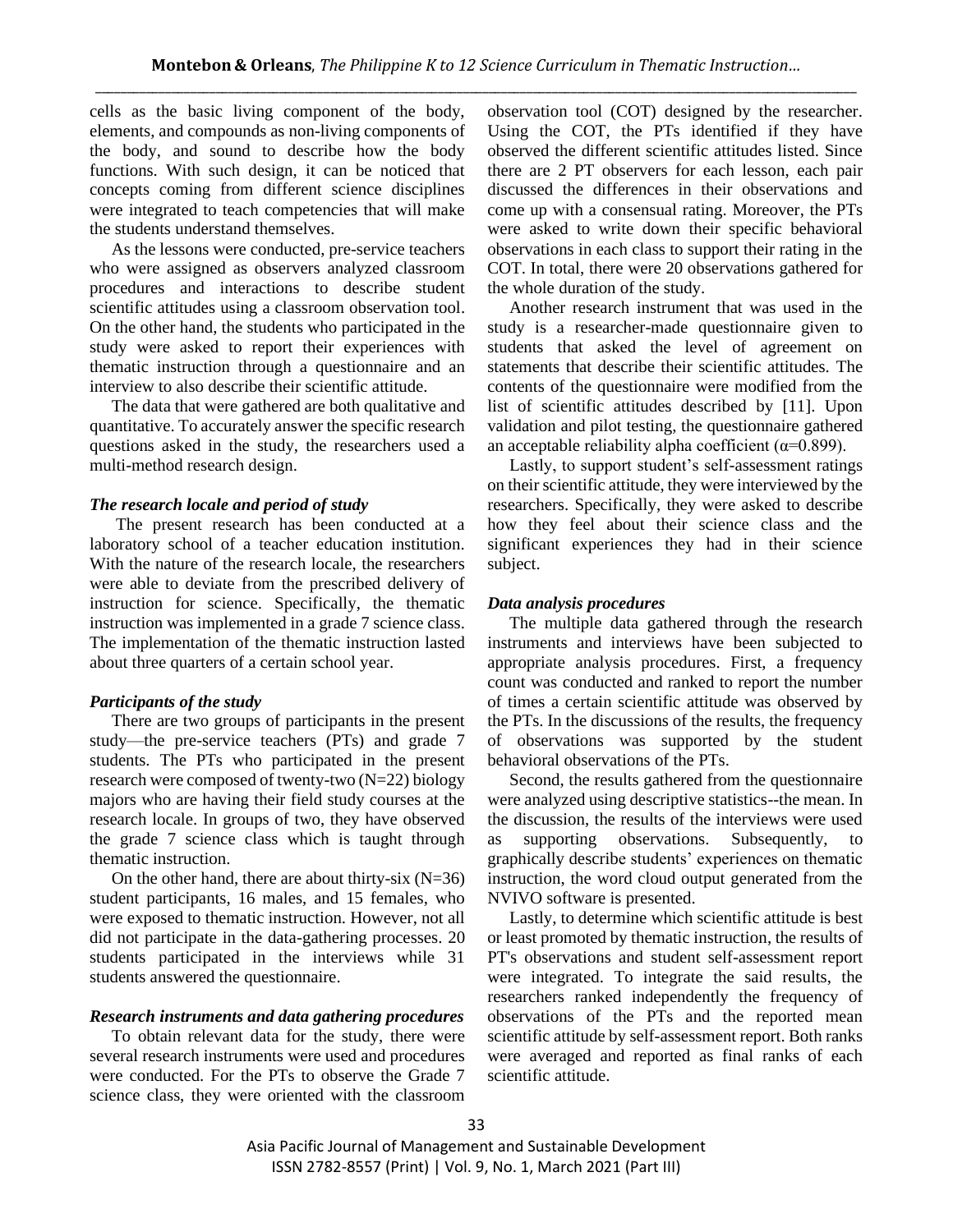cells as the basic living component of the body, elements, and compounds as non-living components of the body, and sound to describe how the body functions. With such design, it can be noticed that concepts coming from different science disciplines were integrated to teach competencies that will make the students understand themselves.

As the lessons were conducted, pre-service teachers who were assigned as observers analyzed classroom procedures and interactions to describe student scientific attitudes using a classroom observation tool. On the other hand, the students who participated in the study were asked to report their experiences with thematic instruction through a questionnaire and an interview to also describe their scientific attitude.

The data that were gathered are both qualitative and quantitative. To accurately answer the specific research questions asked in the study, the researchers used a multi-method research design.

### *The research locale and period of study*

The present research has been conducted at a laboratory school of a teacher education institution. With the nature of the research locale, the researchers were able to deviate from the prescribed delivery of instruction for science. Specifically, the thematic instruction was implemented in a grade 7 science class. The implementation of the thematic instruction lasted about three quarters of a certain school year.

### *Participants of the study*

There are two groups of participants in the present study—the pre-service teachers (PTs) and grade 7 students. The PTs who participated in the present research were composed of twenty-two (N=22) biology majors who are having their field study courses at the research locale. In groups of two, they have observed the grade 7 science class which is taught through thematic instruction.

On the other hand, there are about thirty-six (N=36) student participants, 16 males, and 15 females, who were exposed to thematic instruction. However, not all did not participate in the data-gathering processes. 20 students participated in the interviews while 31 students answered the questionnaire.

### *Research instruments and data gathering procedures*

To obtain relevant data for the study, there were several research instruments were used and procedures were conducted. For the PTs to observe the Grade 7 science class, they were oriented with the classroom observation tool (COT) designed by the researcher. Using the COT, the PTs identified if they have observed the different scientific attitudes listed. Since there are 2 PT observers for each lesson, each pair discussed the differences in their observations and come up with a consensual rating. Moreover, the PTs were asked to write down their specific behavioral observations in each class to support their rating in the COT. In total, there were 20 observations gathered for the whole duration of the study.

Another research instrument that was used in the study is a researcher-made questionnaire given to students that asked the level of agreement on statements that describe their scientific attitudes. The contents of the questionnaire were modified from the list of scientific attitudes described by [11]. Upon validation and pilot testing, the questionnaire gathered an acceptable reliability alpha coefficient ($\alpha$=0.899).

Lastly, to support student's self-assessment ratings on their scientific attitude, they were interviewed by the researchers. Specifically, they were asked to describe how they feel about their science class and the significant experiences they had in their science subject.

### *Data analysis procedures*

The multiple data gathered through the research instruments and interviews have been subjected to appropriate analysis procedures. First, a frequency count was conducted and ranked to report the number of times a certain scientific attitude was observed by the PTs. In the discussions of the results, the frequency of observations was supported by the student behavioral observations of the PTs.

Second, the results gathered from the questionnaire were analyzed using descriptive statistics--the mean. In the discussion, the results of the interviews were used as supporting observations. Subsequently, to graphically describe students' experiences on thematic instruction, the word cloud output generated from the NVIVO software is presented.

Lastly, to determine which scientific attitude is best or least promoted by thematic instruction, the results of PT's observations and student self-assessment report were integrated. To integrate the said results, the researchers ranked independently the frequency of observations of the PTs and the reported mean scientific attitude by self-assessment report. Both ranks were averaged and reported as final ranks of each scientific attitude.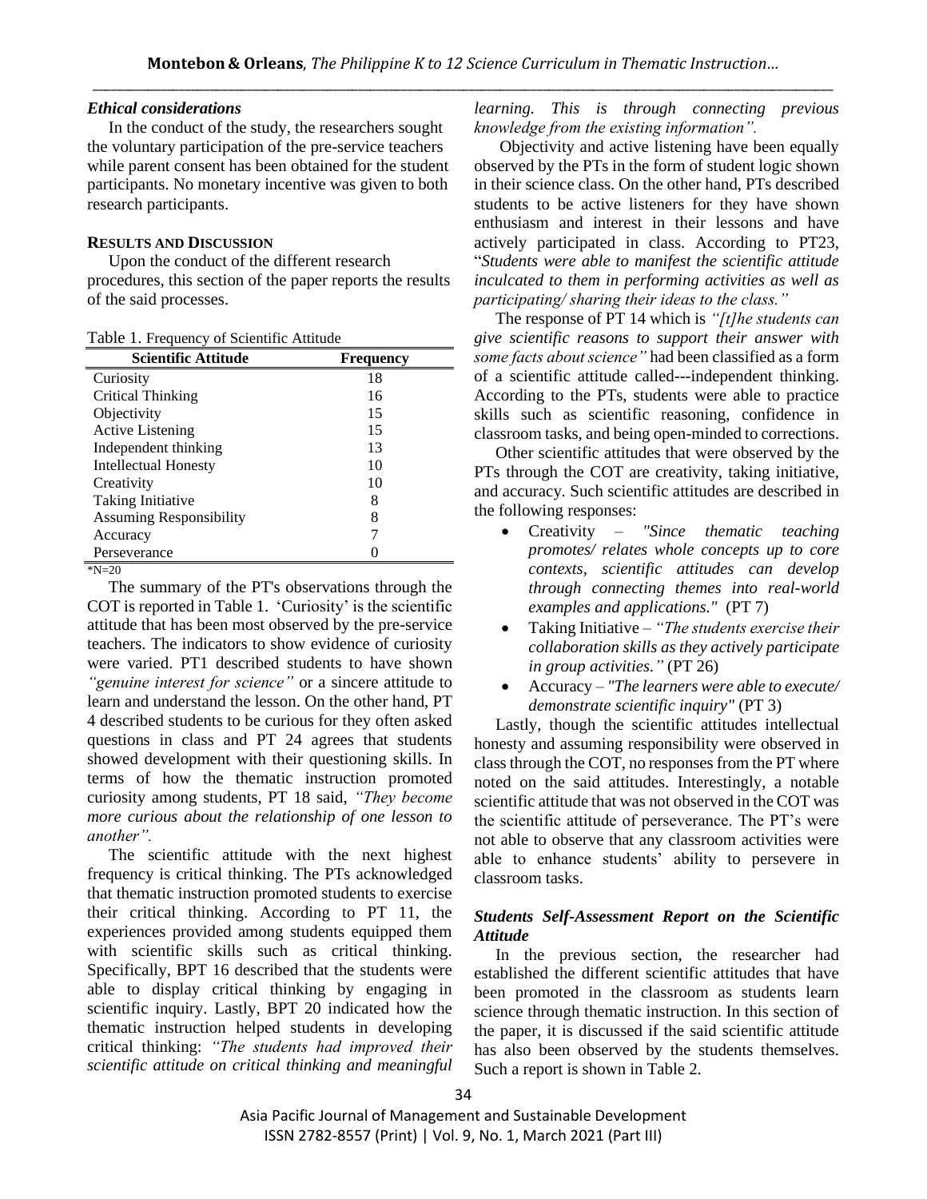### *Ethical considerations*

In the conduct of the study, the researchers sought the voluntary participation of the pre-service teachers while parent consent has been obtained for the student participants. No monetary incentive was given to both research participants.

## RESULTS AND DISCUSSION

Upon the conduct of the different research procedures, this section of the paper reports the results of the said processes.

Table 1. Frequency of Scientific Attitude

| Scientific Attitude | Frequency |
|---|---|
| Curiosity | 18 |
| Critical Thinking | 16 |
| Objectivity | 15 |
| Active Listening | 15 |
| Independent thinking | 13 |
| Intellectual Honesty | 10 |
| Creativity | 10 |
| Taking Initiative | 8 |
| Assuming Responsibility | 8 |
| Accuracy | 7 |
| Perseverance | 0 |

*N=20

The summary of the PT's observations through the COT is reported in Table 1. 'Curiosity' is the scientific attitude that has been most observed by the pre-service teachers. The indicators to show evidence of curiosity were varied. PT1 described students to have shown *"genuine interest for science"* or a sincere attitude to learn and understand the lesson. On the other hand, PT 4 described students to be curious for they often asked questions in class and PT 24 agrees that students showed development with their questioning skills. In terms of how the thematic instruction promoted curiosity among students, PT 18 said, *"They become more curious about the relationship of one lesson to another".*

The scientific attitude with the next highest frequency is critical thinking. The PTs acknowledged that thematic instruction promoted students to exercise their critical thinking. According to PT 11, the experiences provided among students equipped them with scientific skills such as critical thinking. Specifically, BPT 16 described that the students were able to display critical thinking by engaging in scientific inquiry. Lastly, BPT 20 indicated how the thematic instruction helped students in developing critical thinking: *"The students had improved their scientific attitude on critical thinking and meaningful learning. This is through connecting previous knowledge from the existing information".*

Objectivity and active listening have been equally observed by the PTs in the form of student logic shown in their science class. On the other hand, PTs described students to be active listeners for they have shown enthusiasm and interest in their lessons and have actively participated in class. According to PT23, "*Students were able to manifest the scientific attitude inculcated to them in performing activities as well as participating/ sharing their ideas to the class."*

The response of PT 14 which is *"[t]he students can give scientific reasons to support their answer with some facts about science"* had been classified as a form of a scientific attitude called---independent thinking. According to the PTs, students were able to practice skills such as scientific reasoning, confidence in classroom tasks, and being open-minded to corrections.

Other scientific attitudes that were observed by the PTs through the COT are creativity, taking initiative, and accuracy. Such scientific attitudes are described in the following responses:

- Creativity – *"Since thematic teaching promotes/ relates whole concepts up to core contexts, scientific attitudes can develop through connecting themes into real-world examples and applications."* (PT 7)
- Taking Initiative – *"The students exercise their collaboration skills as they actively participate in group activities."* (PT 26)
- Accuracy – *"The learners were able to execute/ demonstrate scientific inquiry"* (PT 3)

Lastly, though the scientific attitudes intellectual honesty and assuming responsibility were observed in class through the COT, no responses from the PT where noted on the said attitudes. Interestingly, a notable scientific attitude that was not observed in the COT was the scientific attitude of perseverance. The PT's were not able to observe that any classroom activities were able to enhance students' ability to persevere in classroom tasks.

### *Students Self-Assessment Report on the Scientific Attitude*

In the previous section, the researcher had established the different scientific attitudes that have been promoted in the classroom as students learn science through thematic instruction. In this section of the paper, it is discussed if the said scientific attitude has also been observed by the students themselves. Such a report is shown in Table 2.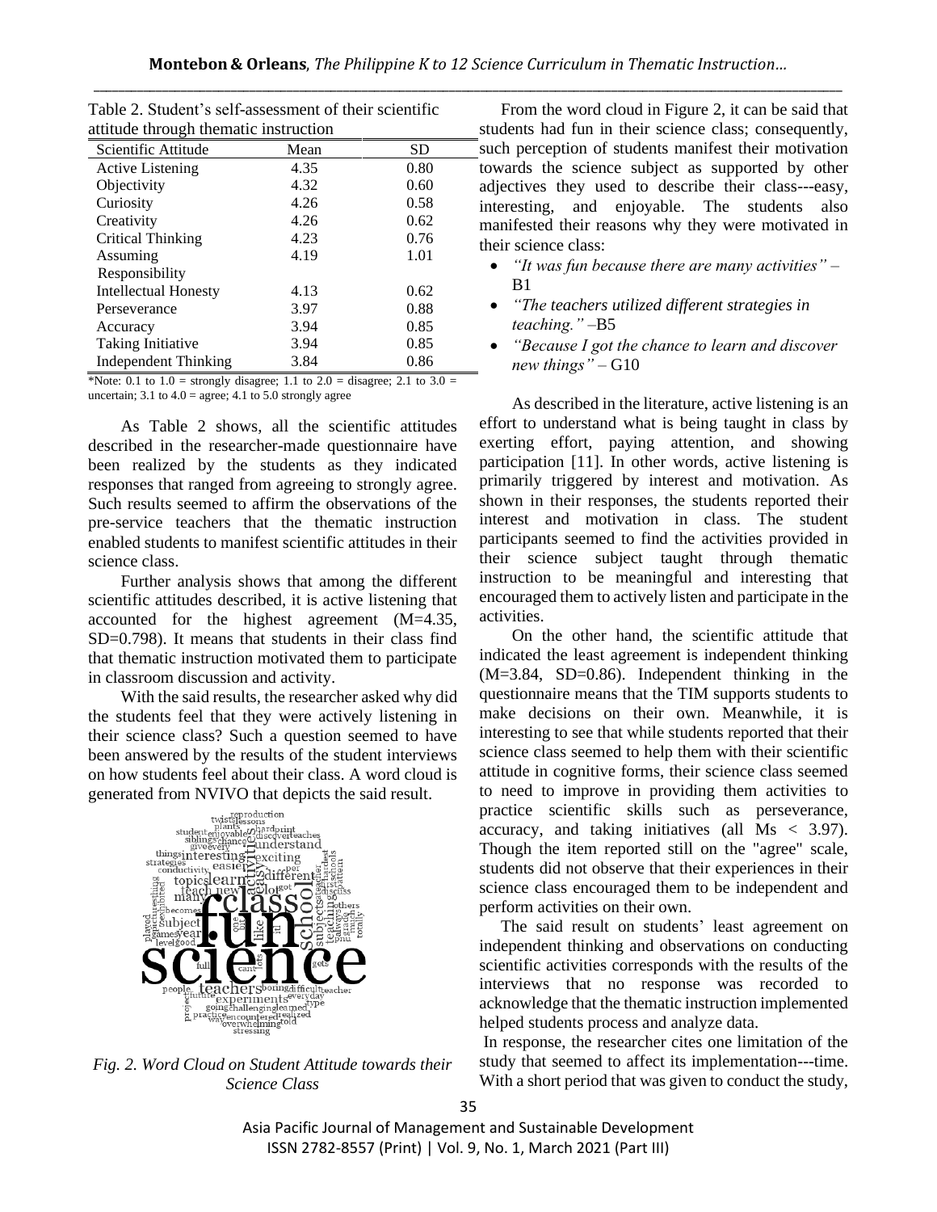Table 2. Student's self-assessment of their scientific attitude through thematic instruction

| Scientific Attitude | Mean | SD |
|---|---|---|
| Active Listening | 4.35 | 0.80 |
| Objectivity | 4.32 | 0.60 |
| Curiosity | 4.26 | 0.58 |
| Creativity | 4.26 | 0.62 |
| Critical Thinking | 4.23 | 0.76 |
| Assuming Responsibility | 4.19 | 1.01 |
| Intellectual Honesty | 4.13 | 0.62 |
| Perseverance | 3.97 | 0.88 |
| Accuracy | 3.94 | 0.85 |
| Taking Initiative | 3.94 | 0.85 |
| Independent Thinking | 3.84 | 0.86 |

*Note: 0.1 to 1.0 = strongly disagree; 1.1 to 2.0 = disagree; 2.1 to 3.0 = uncertain; 3.1 to 4.0 = agree; 4.1 to 5.0 strongly agree

As Table 2 shows, all the scientific attitudes described in the researcher-made questionnaire have been realized by the students as they indicated responses that ranged from agreeing to strongly agree. Such results seemed to affirm the observations of the pre-service teachers that the thematic instruction enabled students to manifest scientific attitudes in their science class.

Further analysis shows that among the different scientific attitudes described, it is active listening that accounted for the highest agreement (M=4.35, SD=0.798). It means that students in their class find that thematic instruction motivated them to participate in classroom discussion and activity.

With the said results, the researcher asked why did the students feel that they were actively listening in their science class? Such a question seemed to have been answered by the results of the student interviews on how students feel about their class. A word cloud is generated from NVIVO that depicts the said result.

*Fig. 2. Word Cloud on Student Attitude towards their Science Class*

From the word cloud in Figure 2, it can be said that students had fun in their science class; consequently, such perception of students manifest their motivation towards the science subject as supported by other adjectives they used to describe their class---easy, interesting, and enjoyable. The students also manifested their reasons why they were motivated in their science class:

- *"It was fun because there are many activities"* – B1
- *"The teachers utilized different strategies in teaching."* –B5
- *"Because I got the chance to learn and discover new things"* – G10

As described in the literature, active listening is an effort to understand what is being taught in class by exerting effort, paying attention, and showing participation [11]. In other words, active listening is primarily triggered by interest and motivation. As shown in their responses, the students reported their interest and motivation in class. The student participants seemed to find the activities provided in their science subject taught through thematic instruction to be meaningful and interesting that encouraged them to actively listen and participate in the activities.

On the other hand, the scientific attitude that indicated the least agreement is independent thinking (M=3.84, SD=0.86). Independent thinking in the questionnaire means that the TIM supports students to make decisions on their own. Meanwhile, it is interesting to see that while students reported that their science class seemed to help them with their scientific attitude in cognitive forms, their science class seemed to need to improve in providing them activities to practice scientific skills such as perseverance, accuracy, and taking initiatives (all Ms < 3.97). Though the item reported still on the "agree" scale, students did not observe that their experiences in their science class encouraged them to be independent and perform activities on their own.

The said result on students' least agreement on independent thinking and observations on conducting scientific activities corresponds with the results of the interviews that no response was recorded to acknowledge that the thematic instruction implemented helped students process and analyze data.

In response, the researcher cites one limitation of the study that seemed to affect its implementation---time. With a short period that was given to conduct the study,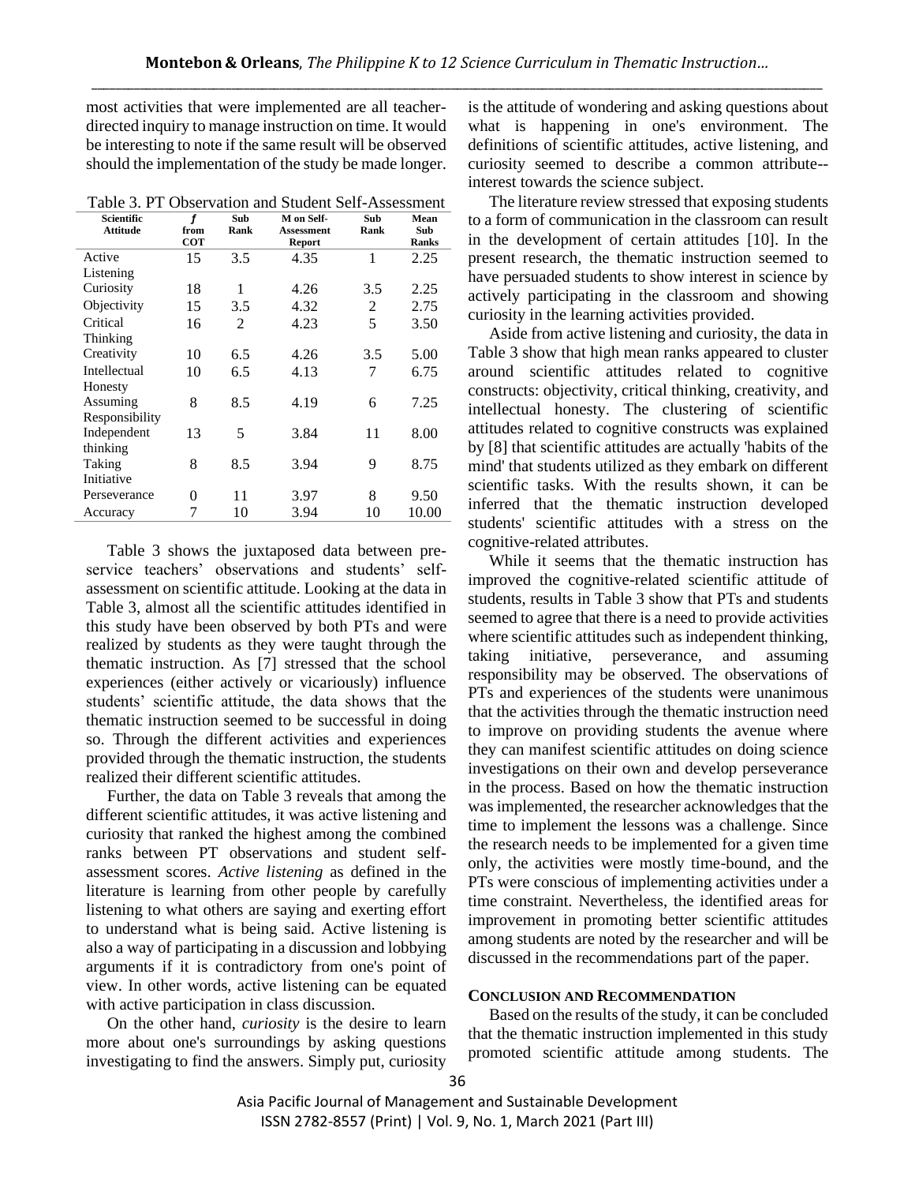most activities that were implemented are all teacher-directed inquiry to manage instruction on time. It would be interesting to note if the same result will be observed should the implementation of the study be made longer.

Table 3. PT Observation and Student Self-Assessment

| Scientific Attitude | *f* from COT | Sub Rank | M on Self-Assessment Report | Sub Rank | Mean Sub Ranks |
|---|---|---|---|---|---|
| Active Listening | 15 | 3.5 | 4.35 | 1 | 2.25 |
| Curiosity | 18 | 1 | 4.26 | 3.5 | 2.25 |
| Objectivity | 15 | 3.5 | 4.32 | 2 | 2.75 |
| Critical Thinking | 16 | 2 | 4.23 | 5 | 3.50 |
| Creativity | 10 | 6.5 | 4.26 | 3.5 | 5.00 |
| Intellectual Honesty | 10 | 6.5 | 4.13 | 7 | 6.75 |
| Assuming Responsibility | 8 | 8.5 | 4.19 | 6 | 7.25 |
| Independent thinking | 13 | 5 | 3.84 | 11 | 8.00 |
| Taking Initiative | 8 | 8.5 | 3.94 | 9 | 8.75 |
| Perseverance | 0 | 11 | 3.97 | 8 | 9.50 |
| Accuracy | 7 | 10 | 3.94 | 10 | 10.00 |

Table 3 shows the juxtaposed data between pre-service teachers' observations and students' self-assessment on scientific attitude. Looking at the data in Table 3, almost all the scientific attitudes identified in this study have been observed by both PTs and were realized by students as they were taught through the thematic instruction. As [7] stressed that the school experiences (either actively or vicariously) influence students' scientific attitude, the data shows that the thematic instruction seemed to be successful in doing so. Through the different activities and experiences provided through the thematic instruction, the students realized their different scientific attitudes.

Further, the data on Table 3 reveals that among the different scientific attitudes, it was active listening and curiosity that ranked the highest among the combined ranks between PT observations and student self-assessment scores. *Active listening* as defined in the literature is learning from other people by carefully listening to what others are saying and exerting effort to understand what is being said. Active listening is also a way of participating in a discussion and lobbying arguments if it is contradictory from one's point of view. In other words, active listening can be equated with active participation in class discussion.

On the other hand, *curiosity* is the desire to learn more about one's surroundings by asking questions investigating to find the answers. Simply put, curiosity is the attitude of wondering and asking questions about what is happening in one's environment. The definitions of scientific attitudes, active listening, and curiosity seemed to describe a common attribute--interest towards the science subject.

The literature review stressed that exposing students to a form of communication in the classroom can result in the development of certain attitudes [10]. In the present research, the thematic instruction seemed to have persuaded students to show interest in science by actively participating in the classroom and showing curiosity in the learning activities provided.

Aside from active listening and curiosity, the data in Table 3 show that high mean ranks appeared to cluster around scientific attitudes related to cognitive constructs: objectivity, critical thinking, creativity, and intellectual honesty. The clustering of scientific attitudes related to cognitive constructs was explained by [8] that scientific attitudes are actually 'habits of the mind' that students utilized as they embark on different scientific tasks. With the results shown, it can be inferred that the thematic instruction developed students' scientific attitudes with a stress on the cognitive-related attributes.

While it seems that the thematic instruction has improved the cognitive-related scientific attitude of students, results in Table 3 show that PTs and students seemed to agree that there is a need to provide activities where scientific attitudes such as independent thinking, taking initiative, perseverance, and assuming responsibility may be observed. The observations of PTs and experiences of the students were unanimous that the activities through the thematic instruction need to improve on providing students the avenue where they can manifest scientific attitudes on doing science investigations on their own and develop perseverance in the process. Based on how the thematic instruction was implemented, the researcher acknowledges that the time to implement the lessons was a challenge. Since the research needs to be implemented for a given time only, the activities were mostly time-bound, and the PTs were conscious of implementing activities under a time constraint. Nevertheless, the identified areas for improvement in promoting better scientific attitudes among students are noted by the researcher and will be discussed in the recommendations part of the paper.

## CONCLUSION AND RECOMMENDATION

Based on the results of the study, it can be concluded that the thematic instruction implemented in this study promoted scientific attitude among students. The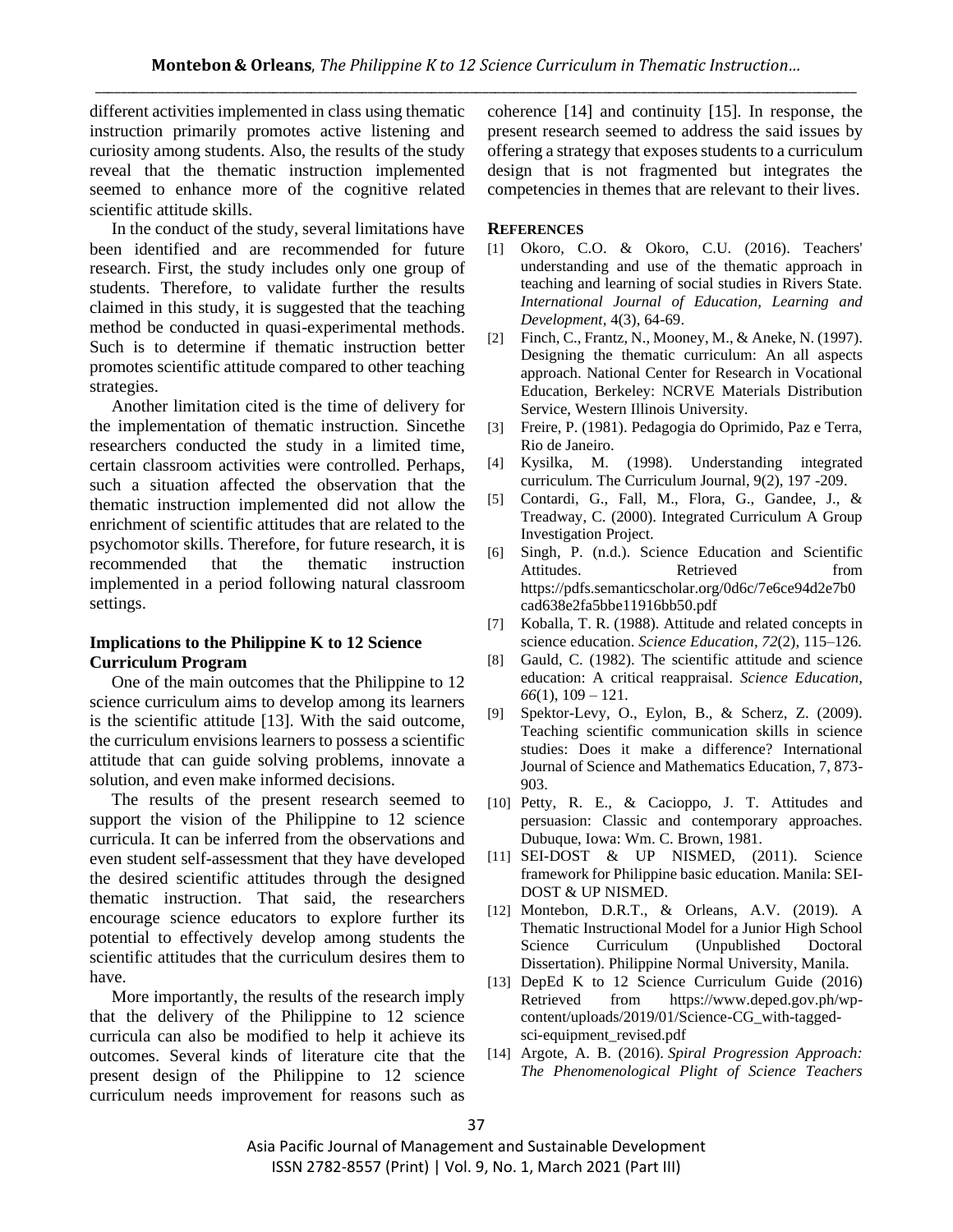different activities implemented in class using thematic instruction primarily promotes active listening and curiosity among students. Also, the results of the study reveal that the thematic instruction implemented seemed to enhance more of the cognitive related scientific attitude skills.

In the conduct of the study, several limitations have been identified and are recommended for future research. First, the study includes only one group of students. Therefore, to validate further the results claimed in this study, it is suggested that the teaching method be conducted in quasi-experimental methods. Such is to determine if thematic instruction better promotes scientific attitude compared to other teaching strategies.

Another limitation cited is the time of delivery for the implementation of thematic instruction. Sincethe researchers conducted the study in a limited time, certain classroom activities were controlled. Perhaps, such a situation affected the observation that the thematic instruction implemented did not allow the enrichment of scientific attitudes that are related to the psychomotor skills. Therefore, for future research, it is recommended that the thematic instruction implemented in a period following natural classroom settings.

### Implications to the Philippine K to 12 Science Curriculum Program

One of the main outcomes that the Philippine to 12 science curriculum aims to develop among its learners is the scientific attitude [13]. With the said outcome, the curriculum envisions learners to possess a scientific attitude that can guide solving problems, innovate a solution, and even make informed decisions.

The results of the present research seemed to support the vision of the Philippine to 12 science curricula. It can be inferred from the observations and even student self-assessment that they have developed the desired scientific attitudes through the designed thematic instruction. That said, the researchers encourage science educators to explore further its potential to effectively develop among students the scientific attitudes that the curriculum desires them to have.

More importantly, the results of the research imply that the delivery of the Philippine to 12 science curricula can also be modified to help it achieve its outcomes. Several kinds of literature cite that the present design of the Philippine to 12 science curriculum needs improvement for reasons such as coherence [14] and continuity [15]. In response, the present research seemed to address the said issues by offering a strategy that exposes students to a curriculum design that is not fragmented but integrates the competencies in themes that are relevant to their lives.

## REFERENCES

[1] Okoro, C.O. & Okoro, C.U. (2016). Teachers' understanding and use of the thematic approach in teaching and learning of social studies in Rivers State. *International Journal of Education, Learning and Development*, 4(3), 64-69.

[2] Finch, C., Frantz, N., Mooney, M., & Aneke, N. (1997). Designing the thematic curriculum: An all aspects approach. National Center for Research in Vocational Education, Berkeley: NCRVE Materials Distribution Service, Western Illinois University.

[3] Freire, P. (1981). Pedagogia do Oprimido, Paz e Terra, Rio de Janeiro.

[4] Kysilka, M. (1998). Understanding integrated curriculum. The Curriculum Journal, 9(2), 197 -209.

[5] Contardi, G., Fall, M., Flora, G., Gandee, J., & Treadway, C. (2000). Integrated Curriculum A Group Investigation Project.

[6] Singh, P. (n.d.). Science Education and Scientific Attitudes. Retrieved from https://pdfs.semanticscholar.org/0d6c/7e6ce94d2e7b0cad638e2fa5bbe11916bb50.pdf

[7] Koballa, T. R. (1988). Attitude and related concepts in science education. *Science Education*, *72*(2), 115–126.

[8] Gauld, C. (1982). The scientific attitude and science education: A critical reappraisal. *Science Education, 66*(1), 109 – 121.

[9] Spektor-Levy, O., Eylon, B., & Scherz, Z. (2009). Teaching scientific communication skills in science studies: Does it make a difference? International Journal of Science and Mathematics Education, 7, 873-903.

[10] Petty, R. E., & Cacioppo, J. T. Attitudes and persuasion: Classic and contemporary approaches. Dubuque, Iowa: Wm. C. Brown, 1981.

[11] SEI-DOST & UP NISMED, (2011). Science framework for Philippine basic education. Manila: SEI-DOST & UP NISMED.

[12] Montebon, D.R.T., & Orleans, A.V. (2019). A Thematic Instructional Model for a Junior High School Science Curriculum (Unpublished Doctoral Dissertation). Philippine Normal University, Manila.

[13] DepEd K to 12 Science Curriculum Guide (2016) Retrieved from https://www.deped.gov.ph/wp-content/uploads/2019/01/Science-CG_with-tagged-sci-equipment_revised.pdf

[14] Argote, A. B. (2016). *Spiral Progression Approach: The Phenomenological Plight of Science Teachers*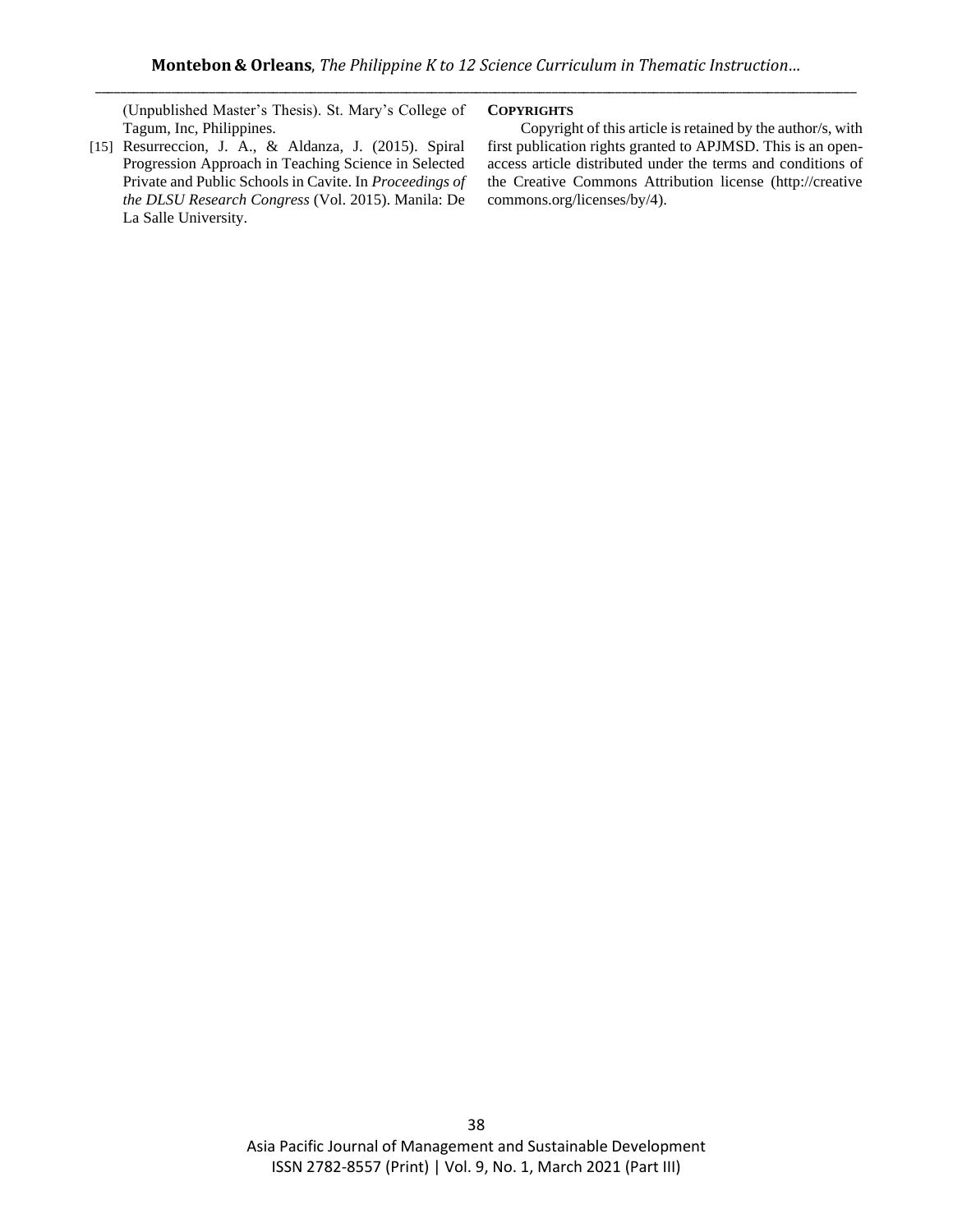(Unpublished Master's Thesis). St. Mary's College of Tagum, Inc, Philippines.

[15] Resurreccion, J. A., & Aldanza, J. (2015). Spiral Progression Approach in Teaching Science in Selected Private and Public Schools in Cavite. In *Proceedings of the DLSU Research Congress* (Vol. 2015). Manila: De La Salle University.

**COPYRIGHTS**

Copyright of this article is retained by the author/s, with first publication rights granted to APJMSD. This is an open-access article distributed under the terms and conditions of the Creative Commons Attribution license (http://creativecommons.org/licenses/by/4).